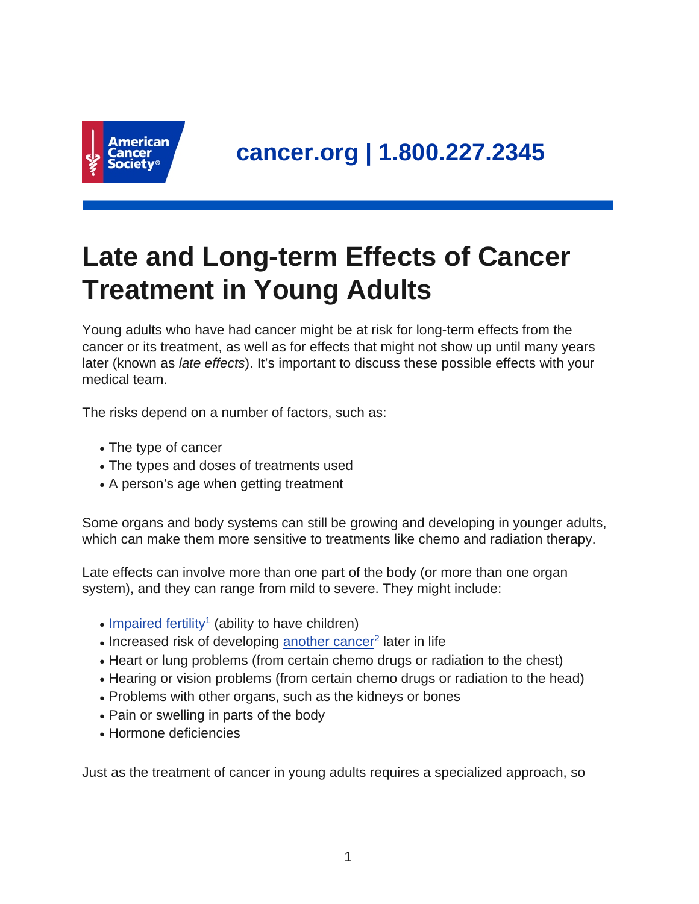cancer.org | 1.800.227.2345

# Late and Long-term Effects of Cancer Treatment in Young Adults

Young adults who have had cancer might be at risk for long-term effects from the cancer or its treatment, as well as for effects that might not show up until many years later (known as *late effects*). It's important to discuss these possible effects with your medical team.

The risks depend on a number of factors, such as:

- The type of cancer
- The types and doses of treatments used
- A person's age when getting treatment

Some organs and body systems can still be growing and developing in younger adults, which can make them more sensitive to treatments like chemo and radiation therapy.

Late effects can involve more than one part of the body (or more than one organ system), and they can range from mild to severe. They might include:

- Impaired fertility[1] (ability to have children)
- Increased risk of developing another cancer[2] later in life
- Heart or lung problems (from certain chemo drugs or radiation to the chest)
- Hearing or vision problems (from certain chemo drugs or radiation to the head)
- Problems with other organs, such as the kidneys or bones
- Pain or swelling in parts of the body
- Hormone deficiencies

Just as the treatment of cancer in young adults requires a specialized approach, so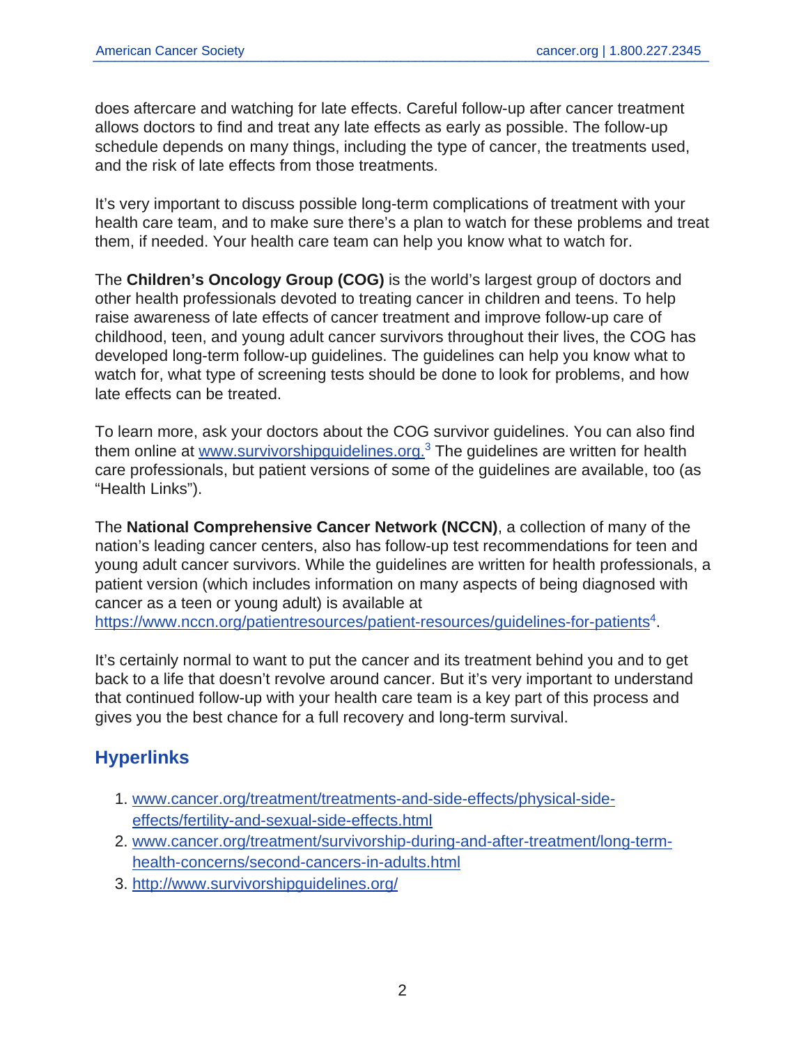does aftercare and watching for late effects. Careful follow-up after cancer treatment allows doctors to find and treat any late effects as early as possible. The follow-up schedule depends on many things, including the type of cancer, the treatments used, and the risk of late effects from those treatments.

It's very important to discuss possible long-term complications of treatment with your health care team, and to make sure there's a plan to watch for these problems and treat them, if needed. Your health care team can help you know what to watch for.

The **Children's Oncology Group (COG)** is the world's largest group of doctors and other health professionals devoted to treating cancer in children and teens. To help raise awareness of late effects of cancer treatment and improve follow-up care of childhood, teen, and young adult cancer survivors throughout their lives, the COG has developed long-term follow-up guidelines. The guidelines can help you know what to watch for, what type of screening tests should be done to look for problems, and how late effects can be treated.

To learn more, ask your doctors about the COG survivor guidelines. You can also find them online at www.survivorshipguidelines.org.[3] The guidelines are written for health care professionals, but patient versions of some of the guidelines are available, too (as "Health Links").

The **National Comprehensive Cancer Network (NCCN)**, a collection of many of the nation's leading cancer centers, also has follow-up test recommendations for teen and young adult cancer survivors. While the guidelines are written for health professionals, a patient version (which includes information on many aspects of being diagnosed with cancer as a teen or young adult) is available at https://www.nccn.org/patientresources/patient-resources/guidelines-for-patients[4].

It's certainly normal to want to put the cancer and its treatment behind you and to get back to a life that doesn't revolve around cancer. But it's very important to understand that continued follow-up with your health care team is a key part of this process and gives you the best chance for a full recovery and long-term survival.

## Hyperlinks

1. www.cancer.org/treatment/treatments-and-side-effects/physical-side-effects/fertility-and-sexual-side-effects.html
2. www.cancer.org/treatment/survivorship-during-and-after-treatment/long-term-health-concerns/second-cancers-in-adults.html
3. http://www.survivorshipguidelines.org/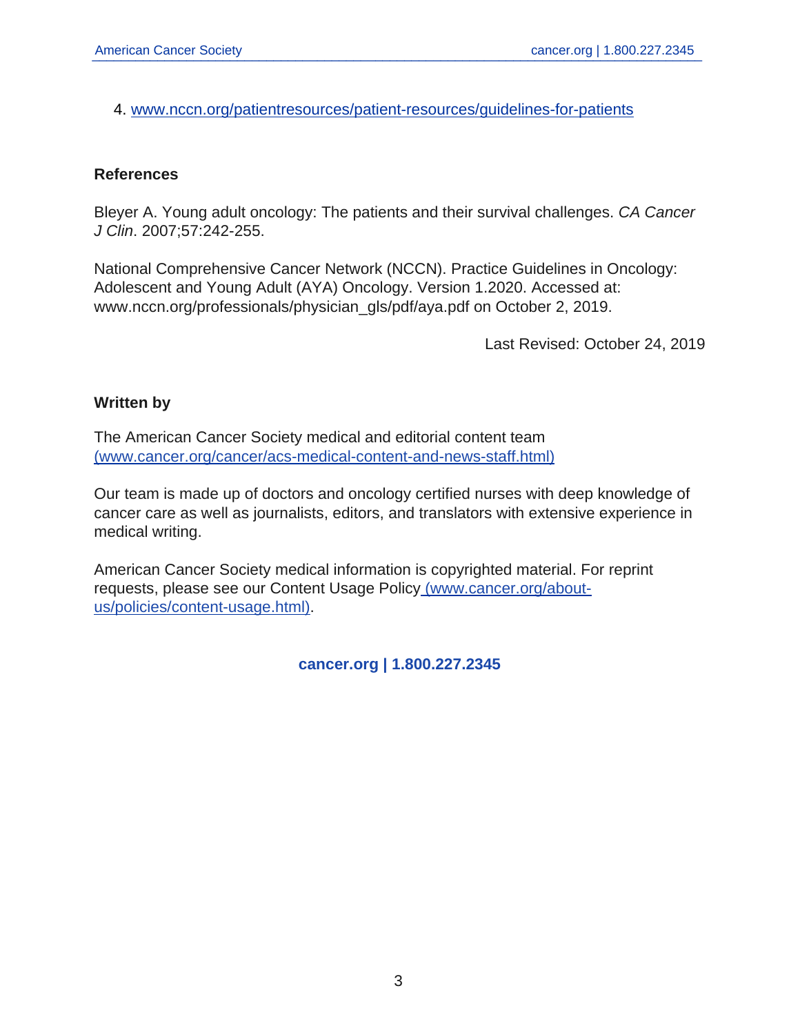4. www.nccn.org/patientresources/patient-resources/guidelines-for-patients

### References

Bleyer A. Young adult oncology: The patients and their survival challenges. *CA Cancer J Clin*. 2007;57:242-255.

National Comprehensive Cancer Network (NCCN). Practice Guidelines in Oncology: Adolescent and Young Adult (AYA) Oncology. Version 1.2020. Accessed at: www.nccn.org/professionals/physician_gls/pdf/aya.pdf on October 2, 2019.

Last Revised: October 24, 2019

### Written by

The American Cancer Society medical and editorial content team (www.cancer.org/cancer/acs-medical-content-and-news-staff.html)

Our team is made up of doctors and oncology certified nurses with deep knowledge of cancer care as well as journalists, editors, and translators with extensive experience in medical writing.

American Cancer Society medical information is copyrighted material. For reprint requests, please see our Content Usage Policy (www.cancer.org/about-us/policies/content-usage.html).

**cancer.org | 1.800.227.2345**